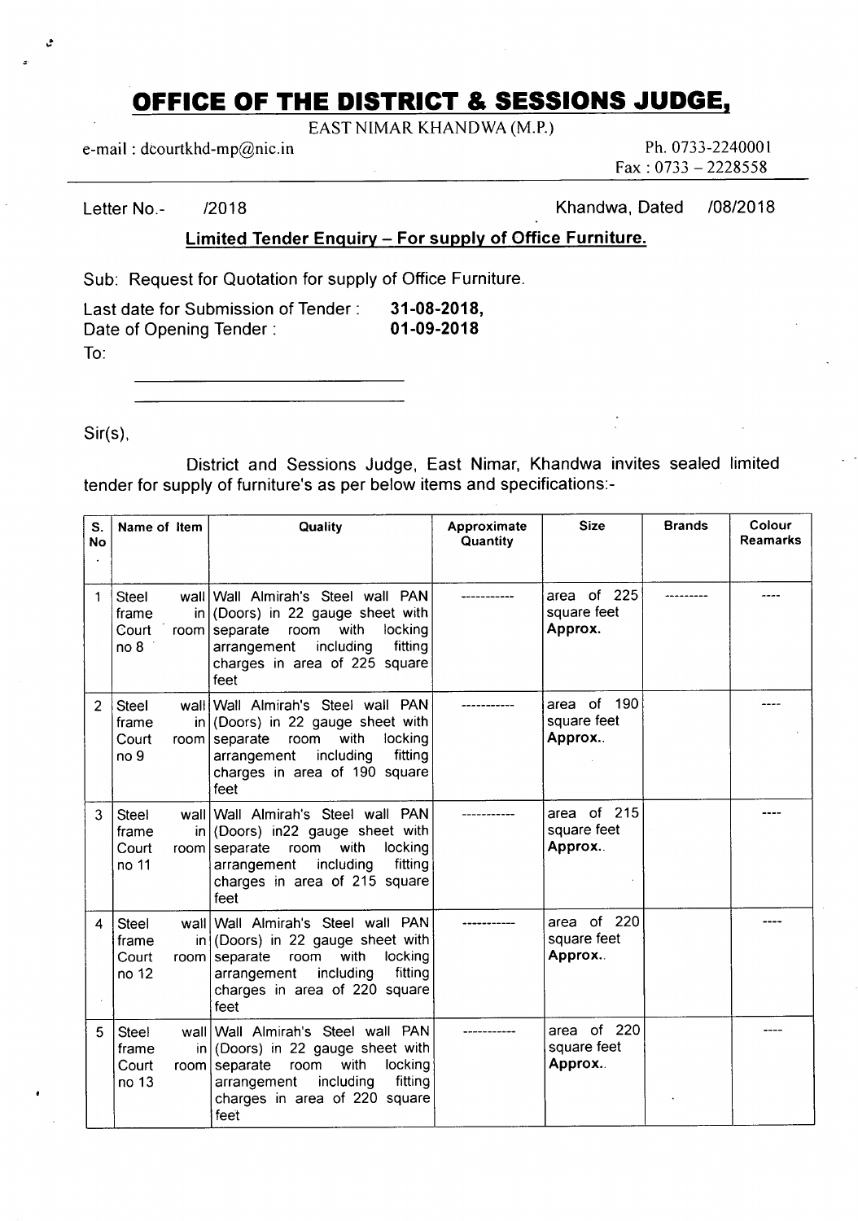# OFFICE OF THE DISTRICT & SESSIONS JUDGE,

EAST NIMAR KHANDWA (M.P.)

e-mail : dcourtkhd-mp@nic.in

Ph. 0733-2240001

Fax : 0733 – 2228558

Letter No.- /2018 Khandwa, Dated /08/2018

**Limited Tender Enquiry – For supply of Office Furniture.**

Sub: Request for Quotation for supply of Office Furniture.

Last date for Submission of Tender : **31-08-2018,**
Date of Opening Tender : **01-09-2018**

To:

\_\_\_\_\_\_\_\_\_\_\_\_\_\_\_\_\_\_\_\_\_\_\_\_\_\_\_\_

\_\_\_\_\_\_\_\_\_\_\_\_\_\_\_\_\_\_\_\_\_\_\_\_\_\_\_\_

Sir(s),

District and Sessions Judge, East Nimar, Khandwa invites sealed limited tender for supply of furniture's as per below items and specifications:-

| S. No | Name of Item | Quality | Approximate Quantity | Size | Brands | Colour Reamarks |
|---|---|---|---|---|---|---|
| 1 | Steel wall frame in Court room no 8 | Wall Almirah's Steel wall PAN (Doors) in 22 gauge sheet with separate room with locking arrangement including fitting charges in area of 225 square feet | ----------- | area of 225 square feet **Approx.** | --------- | ---- |
| 2 | Steel wall frame in Court room no 9 | Wall Almirah's Steel wall PAN (Doors) in 22 gauge sheet with separate room with locking arrangement including fitting charges in area of 190 square feet | ----------- | area of 190 square feet **Approx.**. | | ---- |
| 3 | Steel wall frame in Court room no 11 | Wall Almirah's Steel wall PAN (Doors) in22 gauge sheet with separate room with locking arrangement including fitting charges in area of 215 square feet | ----------- | area of 215 square feet **Approx.**. | | ---- |
| 4 | Steel wall frame in Court room no 12 | Wall Almirah's Steel wall PAN (Doors) in 22 gauge sheet with separate room with locking arrangement including fitting charges in area of 220 square feet | ----------- | area of 220 square feet **Approx.**. | | ---- |
| 5 | Steel wall frame in Court room no 13 | Wall Almirah's Steel wall PAN (Doors) in 22 gauge sheet with separate room with locking arrangement including fitting charges in area of 220 square feet | ----------- | area of 220 square feet **Approx.**. | | ---- |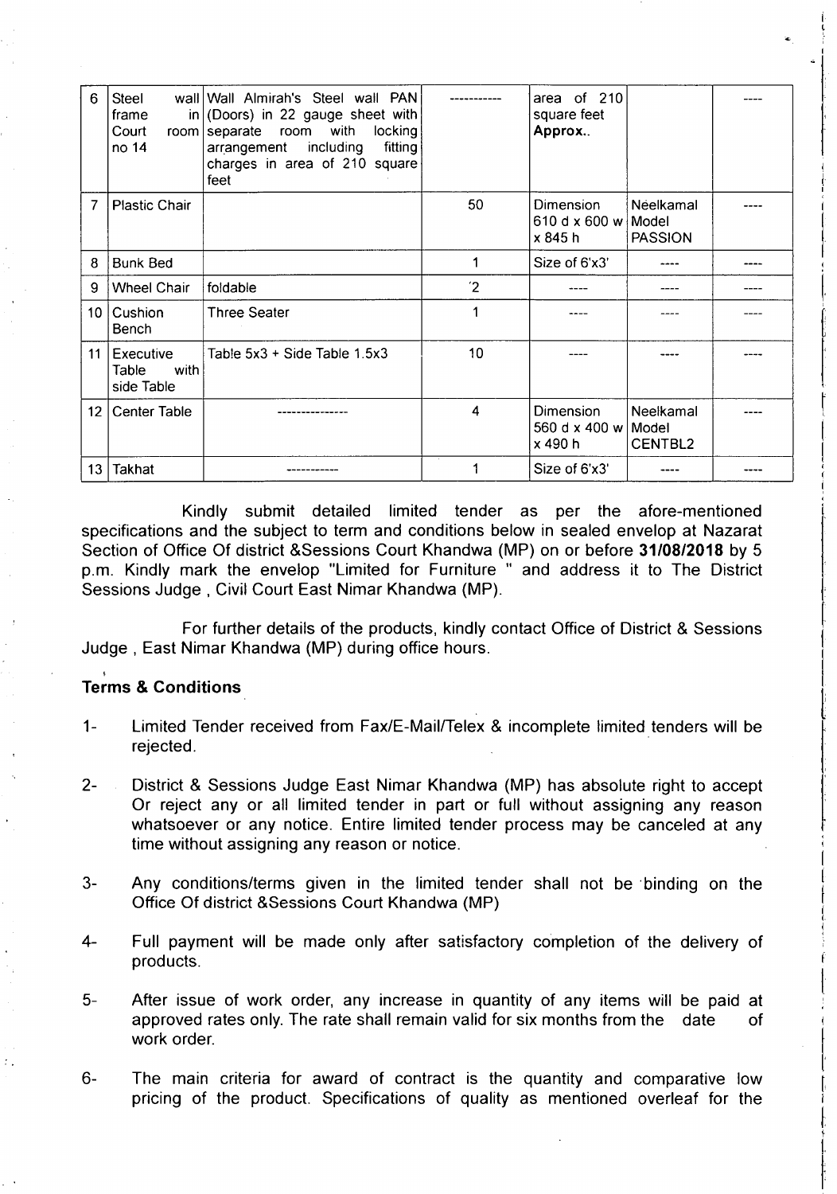| 6 | Steel wall frame in Court room no 14 | Wall Almirah's Steel wall PAN (Doors) in 22 gauge sheet with separate room with locking arrangement including fitting charges in area of 210 square feet | ----------- | area of 210 square feet **Approx..** | | ---- |
|---|---|---|---|---|---|---|
| 7 | Plastic Chair | | 50 | Dimension 610 d x 600 w x 845 h | Neelkamal Model PASSION | ---- |
| 8 | Bunk Bed | | 1 | Size of 6'x3' | ---- | ---- |
| 9 | Wheel Chair | foldable | 2 | ---- | ---- | ---- |
| 10 | Cushion Bench | Three Seater | 1 | ---- | ---- | ---- |
| 11 | Executive Table with side Table | Table 5x3 + Side Table 1.5x3 | 10 | ---- | ---- | ---- |
| 12 | Center Table | --------------- | 4 | Dimension 560 d x 400 w x 490 h | Neelkamal Model CENTBL2 | ---- |
| 13 | Takhat | ----------- | 1 | Size of 6'x3' | ---- | ---- |

Kindly submit detailed limited tender as per the afore-mentioned specifications and the subject to term and conditions below in sealed envelop at Nazarat Section of Office Of district &Sessions Court Khandwa (MP) on or before **31/08/2018** by 5 p.m. Kindly mark the envelop "Limited for Furniture " and address it to The District Sessions Judge , Civil Court East Nimar Khandwa (MP).

For further details of the products, kindly contact Office of District & Sessions Judge , East Nimar Khandwa (MP) during office hours.

**Terms & Conditions**

1- Limited Tender received from Fax/E-Mail/Telex & incomplete limited tenders will be rejected.

2- District & Sessions Judge East Nimar Khandwa (MP) has absolute right to accept Or reject any or all limited tender in part or full without assigning any reason whatsoever or any notice. Entire limited tender process may be canceled at any time without assigning any reason or notice.

3- Any conditions/terms given in the limited tender shall not be binding on the Office Of district &Sessions Court Khandwa (MP)

4- Full payment will be made only after satisfactory completion of the delivery of products.

5- After issue of work order, any increase in quantity of any items will be paid at approved rates only. The rate shall remain valid for six months from the date of work order.

6- The main criteria for award of contract is the quantity and comparative low pricing of the product. Specifications of quality as mentioned overleaf for the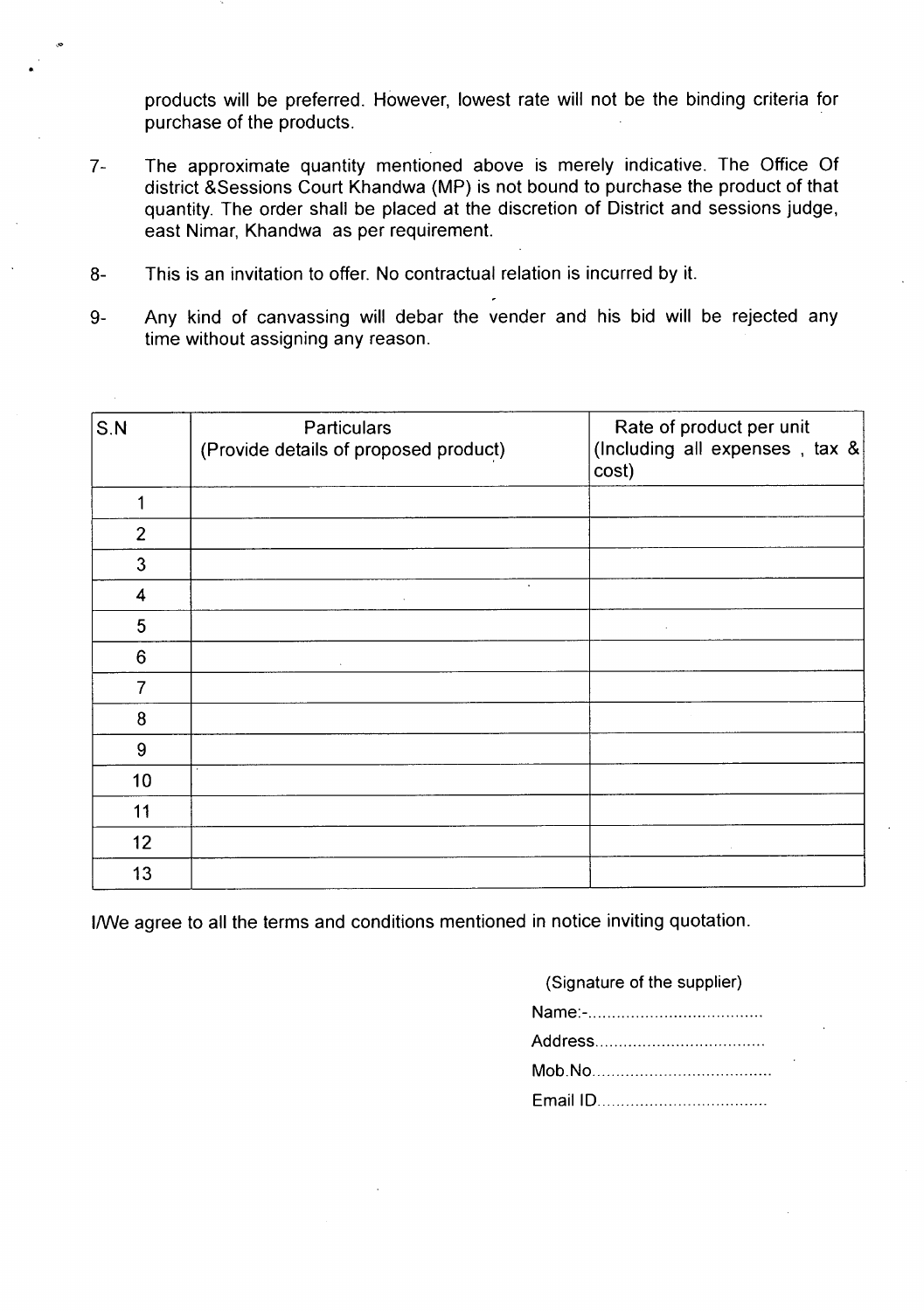products will be preferred. However, lowest rate will not be the binding criteria for purchase of the products.

7- The approximate quantity mentioned above is merely indicative. The Office Of district &Sessions Court Khandwa (MP) is not bound to purchase the product of that quantity. The order shall be placed at the discretion of District and sessions judge, east Nimar, Khandwa as per requirement.

8- This is an invitation to offer. No contractual relation is incurred by it.

9- Any kind of canvassing will debar the vender and his bid will be rejected any time without assigning any reason.

| S.N | Particulars (Provide details of proposed product) | Rate of product per unit (Including all expenses , tax & cost) |
|---|---|---|
| 1 | | |
| 2 | | |
| 3 | | |
| 4 | | |
| 5 | | |
| 6 | | |
| 7 | | |
| 8 | | |
| 9 | | |
| 10 | | |
| 11 | | |
| 12 | | |
| 13 | | |

I/We agree to all the terms and conditions mentioned in notice inviting quotation.

(Signature of the supplier)

Name:-.....................................

Address....................................

Mob.No......................................

Email ID....................................